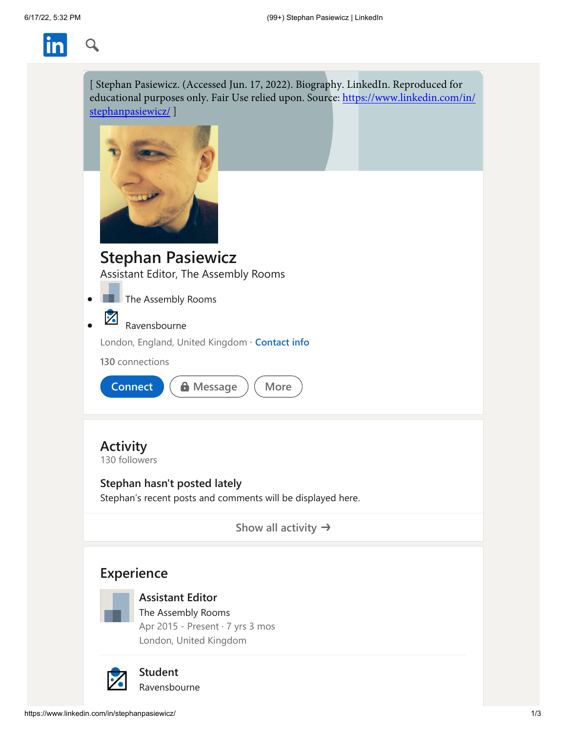[ Stephan Pasiewicz. (Accessed Jun. 17, 2022). Biography. LinkedIn. Reproduced for educational purposes only. Fair Use relied upon. Source: https://www.linkedin.com/in/stephanpasiewicz/ ]

# Stephan Pasiewicz

Assistant Editor, The Assembly Rooms

- The Assembly Rooms
- Ravensbourne

London, England, United Kingdom · Contact info

130 connections

Connect | Message | More

## Activity

130 followers

**Stephan hasn't posted lately**

Stephan's recent posts and comments will be displayed here.

Show all activity →

## Experience

**Assistant Editor**
The Assembly Rooms
Apr 2015 - Present · 7 yrs 3 mos
London, United Kingdom

**Student**
Ravensbourne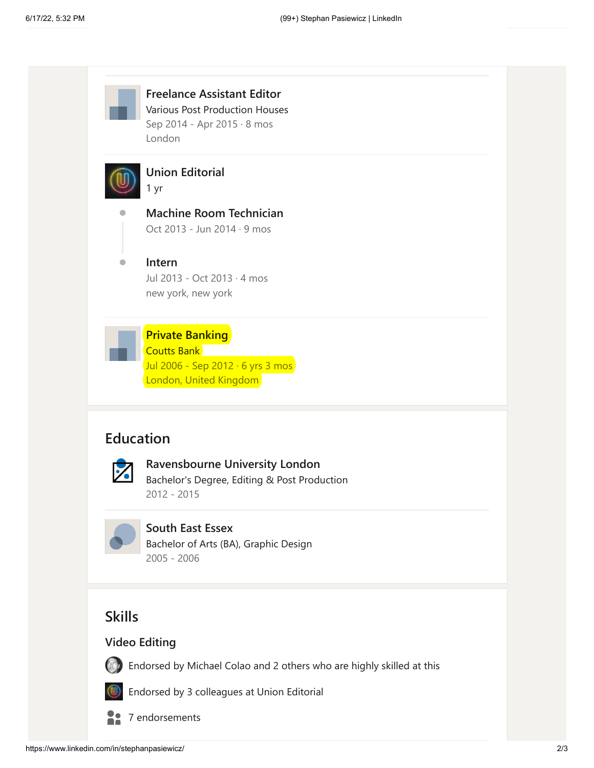### Freelance Assistant Editor
Various Post Production Houses
Sep 2014 - Apr 2015 · 8 mos
London

### Union Editorial
1 yr

**Machine Room Technician**
Oct 2013 - Jun 2014 · 9 mos

**Intern**
Jul 2013 - Oct 2013 · 4 mos
new york, new york

### Private Banking
Coutts Bank
Jul 2006 - Sep 2012 · 6 yrs 3 mos
London, United Kingdom

## Education

### Ravensbourne University London
Bachelor's Degree, Editing & Post Production
2012 - 2015

### South East Essex
Bachelor of Arts (BA), Graphic Design
2005 - 2006

## Skills

### Video Editing

Endorsed by Michael Colao and 2 others who are highly skilled at this

Endorsed by 3 colleagues at Union Editorial

7 endorsements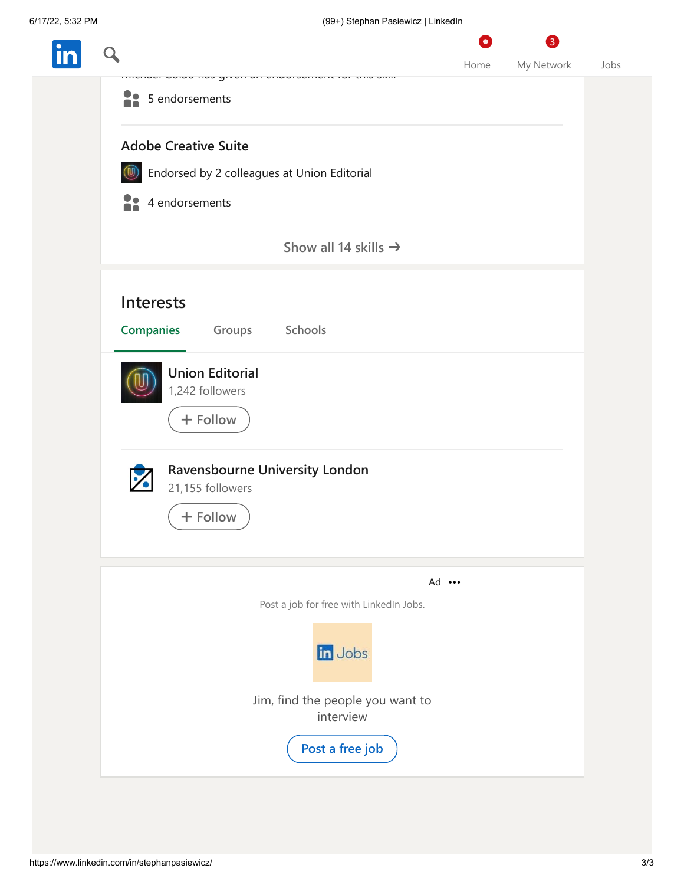Michael Colao has given an endorsement for this skill

5 endorsements

### Adobe Creative Suite

Endorsed by 2 colleagues at Union Editorial

4 endorsements

Show all 14 skills →

## Interests

Companies | Groups | Schools

**Union Editorial**
1,242 followers
+ Follow

**Ravensbourne University London**
21,155 followers
+ Follow

Ad •••

Post a job for free with LinkedIn Jobs.

in Jobs

Jim, find the people you want to interview

Post a free job